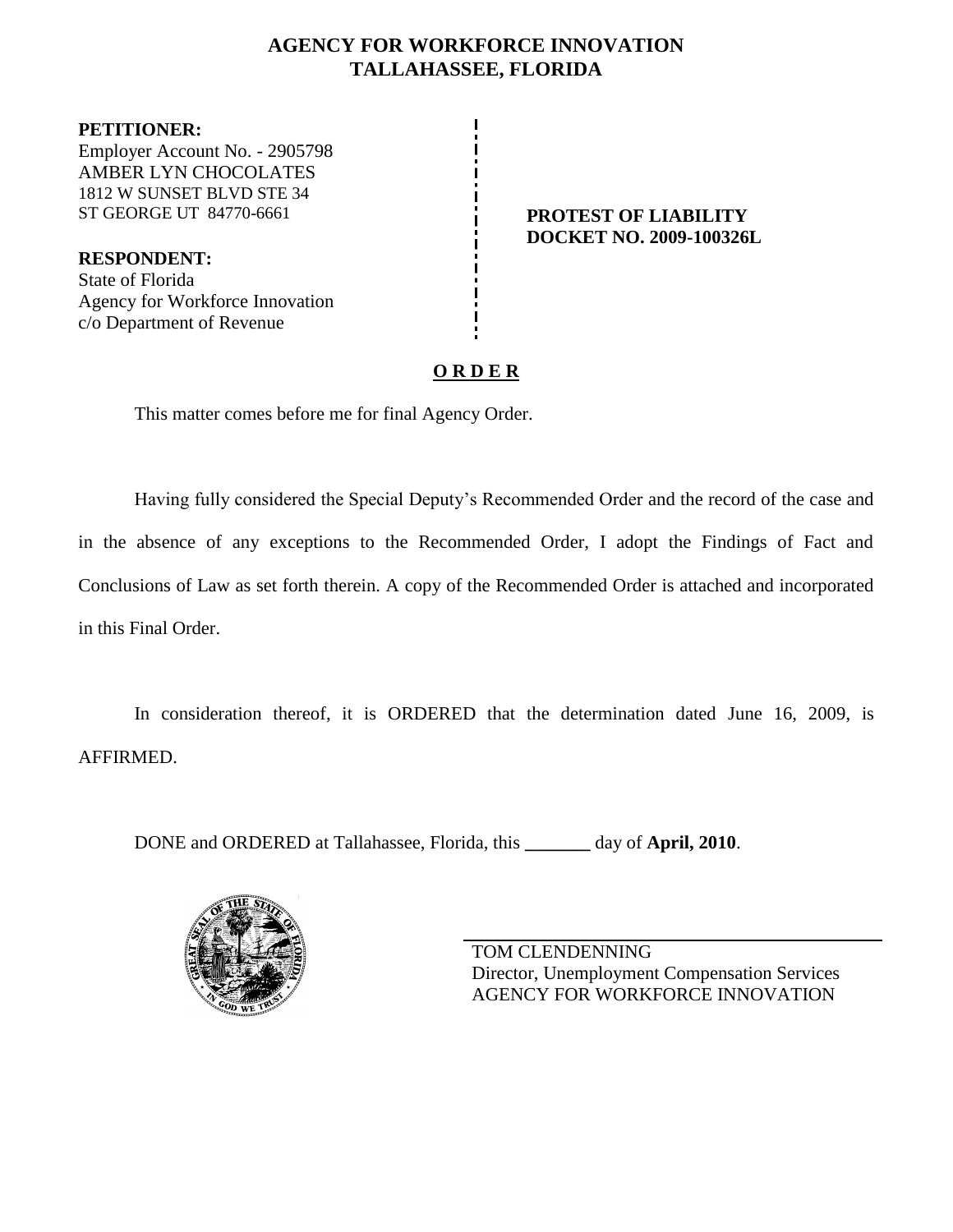# AGENCY FOR WORKFORCE INNOVATION
# TALLAHASSEE, FLORIDA

**PETITIONER:**
Employer Account No. - 2905798
AMBER LYN CHOCOLATES
1812 W SUNSET BLVD STE 34
ST GEORGE UT 84770-6661

**RESPONDENT:**
State of Florida
Agency for Workforce Innovation
c/o Department of Revenue

**PROTEST OF LIABILITY**
**DOCKET NO. 2009-100326L**

**O R D E R**

This matter comes before me for final Agency Order.

Having fully considered the Special Deputy's Recommended Order and the record of the case and in the absence of any exceptions to the Recommended Order, I adopt the Findings of Fact and Conclusions of Law as set forth therein. A copy of the Recommended Order is attached and incorporated in this Final Order.

In consideration thereof, it is ORDERED that the determination dated June 16, 2009, is AFFIRMED.

DONE and ORDERED at Tallahassee, Florida, this _______ day of **April, 2010**.

TOM CLENDENNING
Director, Unemployment Compensation Services
AGENCY FOR WORKFORCE INNOVATION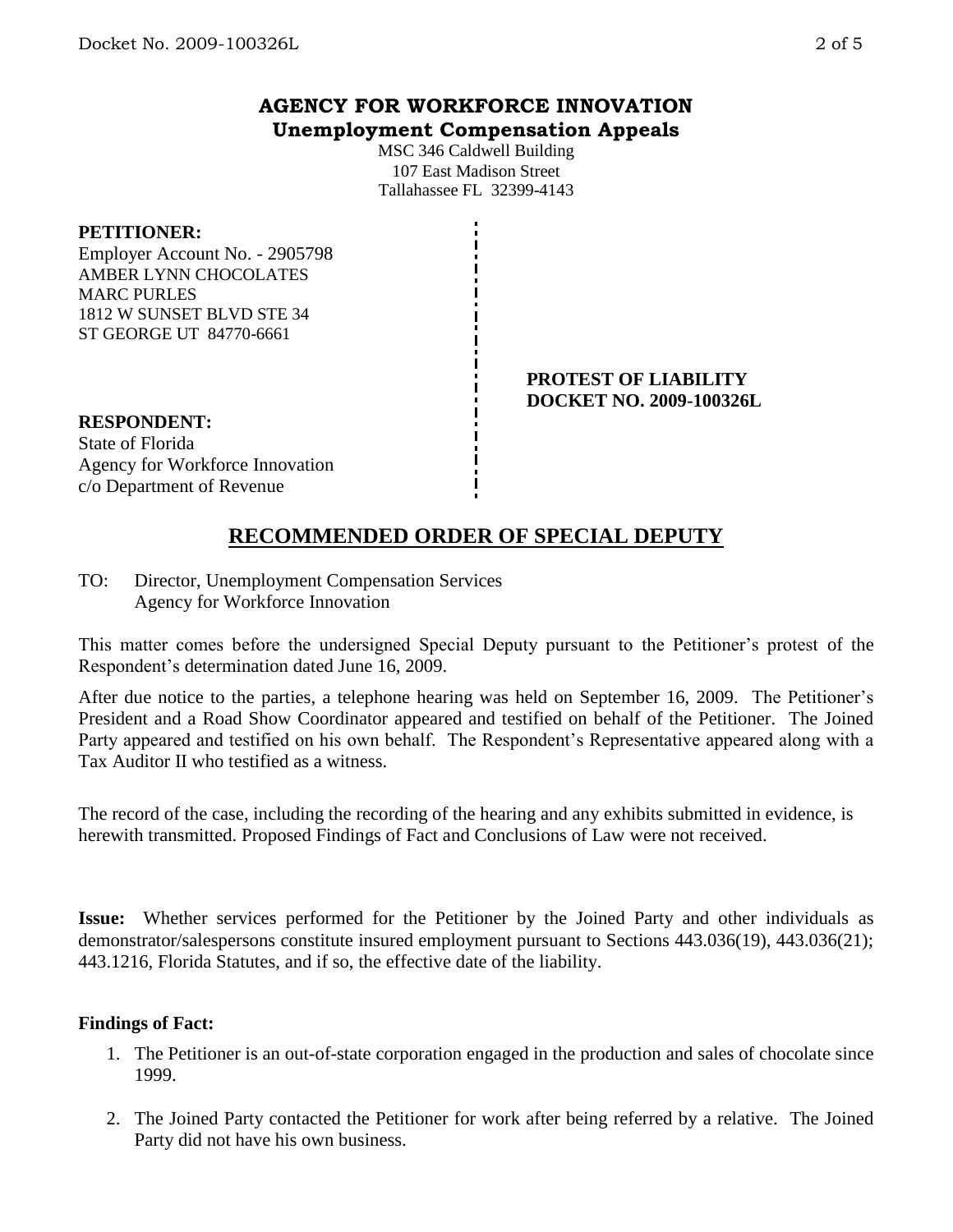# AGENCY FOR WORKFORCE INNOVATION
## Unemployment Compensation Appeals

MSC 346 Caldwell Building
107 East Madison Street
Tallahassee FL 32399-4143

**PETITIONER:**
Employer Account No. - 2905798
AMBER LYNN CHOCOLATES
MARC PURLES
1812 W SUNSET BLVD STE 34
ST GEORGE UT 84770-6661

**PROTEST OF LIABILITY**
**DOCKET NO. 2009-100326L**

**RESPONDENT:**
State of Florida
Agency for Workforce Innovation
c/o Department of Revenue

## RECOMMENDED ORDER OF SPECIAL DEPUTY

TO: Director, Unemployment Compensation Services
Agency for Workforce Innovation

This matter comes before the undersigned Special Deputy pursuant to the Petitioner's protest of the Respondent's determination dated June 16, 2009.

After due notice to the parties, a telephone hearing was held on September 16, 2009. The Petitioner's President and a Road Show Coordinator appeared and testified on behalf of the Petitioner. The Joined Party appeared and testified on his own behalf. The Respondent's Representative appeared along with a Tax Auditor II who testified as a witness.

The record of the case, including the recording of the hearing and any exhibits submitted in evidence, is herewith transmitted. Proposed Findings of Fact and Conclusions of Law were not received.

**Issue:** Whether services performed for the Petitioner by the Joined Party and other individuals as demonstrator/salespersons constitute insured employment pursuant to Sections 443.036(19), 443.036(21); 443.1216, Florida Statutes, and if so, the effective date of the liability.

**Findings of Fact:**

1. The Petitioner is an out-of-state corporation engaged in the production and sales of chocolate since 1999.
2. The Joined Party contacted the Petitioner for work after being referred by a relative. The Joined Party did not have his own business.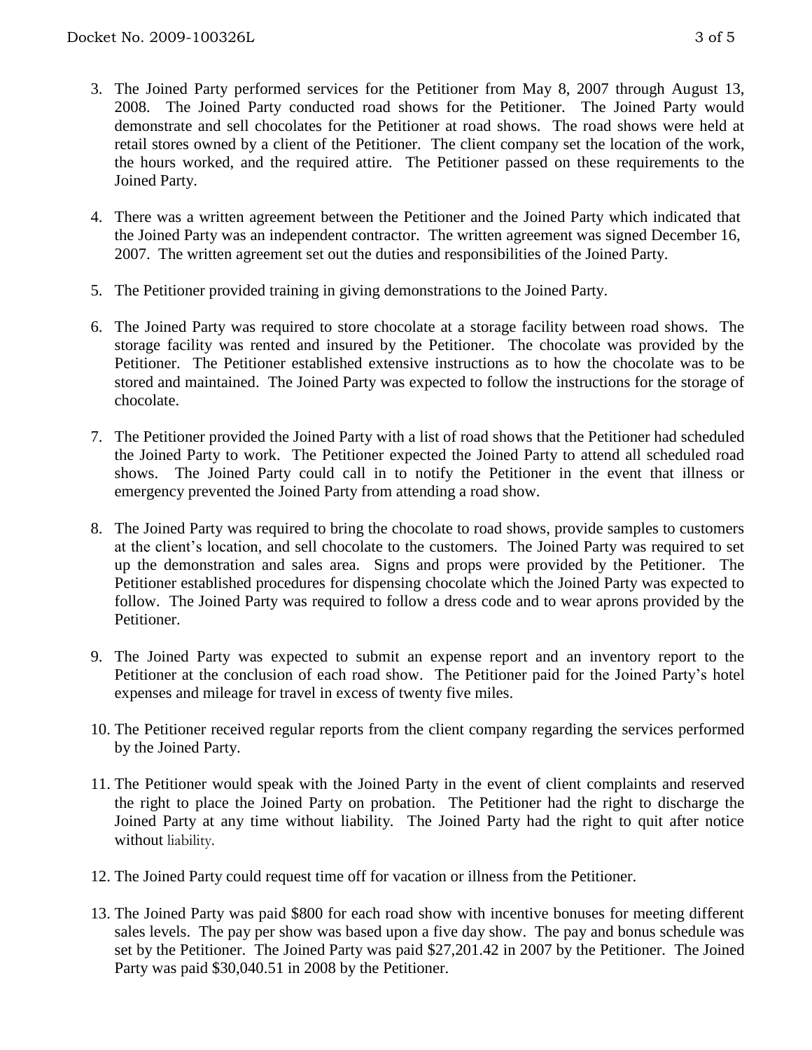3. The Joined Party performed services for the Petitioner from May 8, 2007 through August 13, 2008. The Joined Party conducted road shows for the Petitioner. The Joined Party would demonstrate and sell chocolates for the Petitioner at road shows. The road shows were held at retail stores owned by a client of the Petitioner. The client company set the location of the work, the hours worked, and the required attire. The Petitioner passed on these requirements to the Joined Party.

4. There was a written agreement between the Petitioner and the Joined Party which indicated that the Joined Party was an independent contractor. The written agreement was signed December 16, 2007. The written agreement set out the duties and responsibilities of the Joined Party.

5. The Petitioner provided training in giving demonstrations to the Joined Party.

6. The Joined Party was required to store chocolate at a storage facility between road shows. The storage facility was rented and insured by the Petitioner. The chocolate was provided by the Petitioner. The Petitioner established extensive instructions as to how the chocolate was to be stored and maintained. The Joined Party was expected to follow the instructions for the storage of chocolate.

7. The Petitioner provided the Joined Party with a list of road shows that the Petitioner had scheduled the Joined Party to work. The Petitioner expected the Joined Party to attend all scheduled road shows. The Joined Party could call in to notify the Petitioner in the event that illness or emergency prevented the Joined Party from attending a road show.

8. The Joined Party was required to bring the chocolate to road shows, provide samples to customers at the client's location, and sell chocolate to the customers. The Joined Party was required to set up the demonstration and sales area. Signs and props were provided by the Petitioner. The Petitioner established procedures for dispensing chocolate which the Joined Party was expected to follow. The Joined Party was required to follow a dress code and to wear aprons provided by the Petitioner.

9. The Joined Party was expected to submit an expense report and an inventory report to the Petitioner at the conclusion of each road show. The Petitioner paid for the Joined Party's hotel expenses and mileage for travel in excess of twenty five miles.

10. The Petitioner received regular reports from the client company regarding the services performed by the Joined Party.

11. The Petitioner would speak with the Joined Party in the event of client complaints and reserved the right to place the Joined Party on probation. The Petitioner had the right to discharge the Joined Party at any time without liability. The Joined Party had the right to quit after notice without liability.

12. The Joined Party could request time off for vacation or illness from the Petitioner.

13. The Joined Party was paid $800 for each road show with incentive bonuses for meeting different sales levels. The pay per show was based upon a five day show. The pay and bonus schedule was set by the Petitioner. The Joined Party was paid $27,201.42 in 2007 by the Petitioner. The Joined Party was paid $30,040.51 in 2008 by the Petitioner.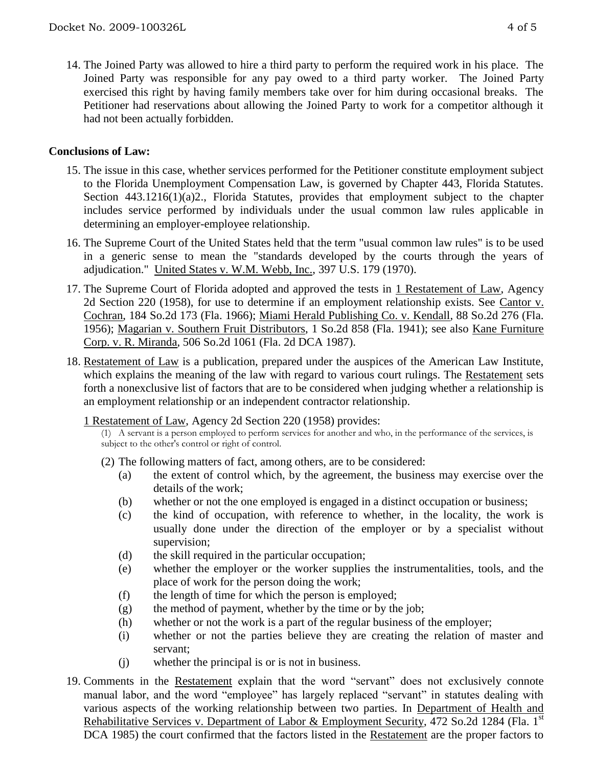14. The Joined Party was allowed to hire a third party to perform the required work in his place. The Joined Party was responsible for any pay owed to a third party worker. The Joined Party exercised this right by having family members take over for him during occasional breaks. The Petitioner had reservations about allowing the Joined Party to work for a competitor although it had not been actually forbidden.

## Conclusions of Law:

15. The issue in this case, whether services performed for the Petitioner constitute employment subject to the Florida Unemployment Compensation Law, is governed by Chapter 443, Florida Statutes. Section 443.1216(1)(a)2., Florida Statutes, provides that employment subject to the chapter includes service performed by individuals under the usual common law rules applicable in determining an employer-employee relationship.

16. The Supreme Court of the United States held that the term "usual common law rules" is to be used in a generic sense to mean the "standards developed by the courts through the years of adjudication." United States v. W.M. Webb, Inc., 397 U.S. 179 (1970).

17. The Supreme Court of Florida adopted and approved the tests in 1 Restatement of Law, Agency 2d Section 220 (1958), for use to determine if an employment relationship exists. See Cantor v. Cochran, 184 So.2d 173 (Fla. 1966); Miami Herald Publishing Co. v. Kendall, 88 So.2d 276 (Fla. 1956); Magarian v. Southern Fruit Distributors, 1 So.2d 858 (Fla. 1941); see also Kane Furniture Corp. v. R. Miranda, 506 So.2d 1061 (Fla. 2d DCA 1987).

18. Restatement of Law is a publication, prepared under the auspices of the American Law Institute, which explains the meaning of the law with regard to various court rulings. The Restatement sets forth a nonexclusive list of factors that are to be considered when judging whether a relationship is an employment relationship or an independent contractor relationship.

    1 Restatement of Law, Agency 2d Section 220 (1958) provides:

    (1) A servant is a person employed to perform services for another and who, in the performance of the services, is subject to the other's control or right of control.

    (2) The following matters of fact, among others, are to be considered:
    - (a) the extent of control which, by the agreement, the business may exercise over the details of the work;
    - (b) whether or not the one employed is engaged in a distinct occupation or business;
    - (c) the kind of occupation, with reference to whether, in the locality, the work is usually done under the direction of the employer or by a specialist without supervision;
    - (d) the skill required in the particular occupation;
    - (e) whether the employer or the worker supplies the instrumentalities, tools, and the place of work for the person doing the work;
    - (f) the length of time for which the person is employed;
    - (g) the method of payment, whether by the time or by the job;
    - (h) whether or not the work is a part of the regular business of the employer;
    - (i) whether or not the parties believe they are creating the relation of master and servant;
    - (j) whether the principal is or is not in business.

19. Comments in the Restatement explain that the word "servant" does not exclusively connote manual labor, and the word "employee" has largely replaced "servant" in statutes dealing with various aspects of the working relationship between two parties. In Department of Health and Rehabilitative Services v. Department of Labor & Employment Security, 472 So.2d 1284 (Fla. 1st DCA 1985) the court confirmed that the factors listed in the Restatement are the proper factors to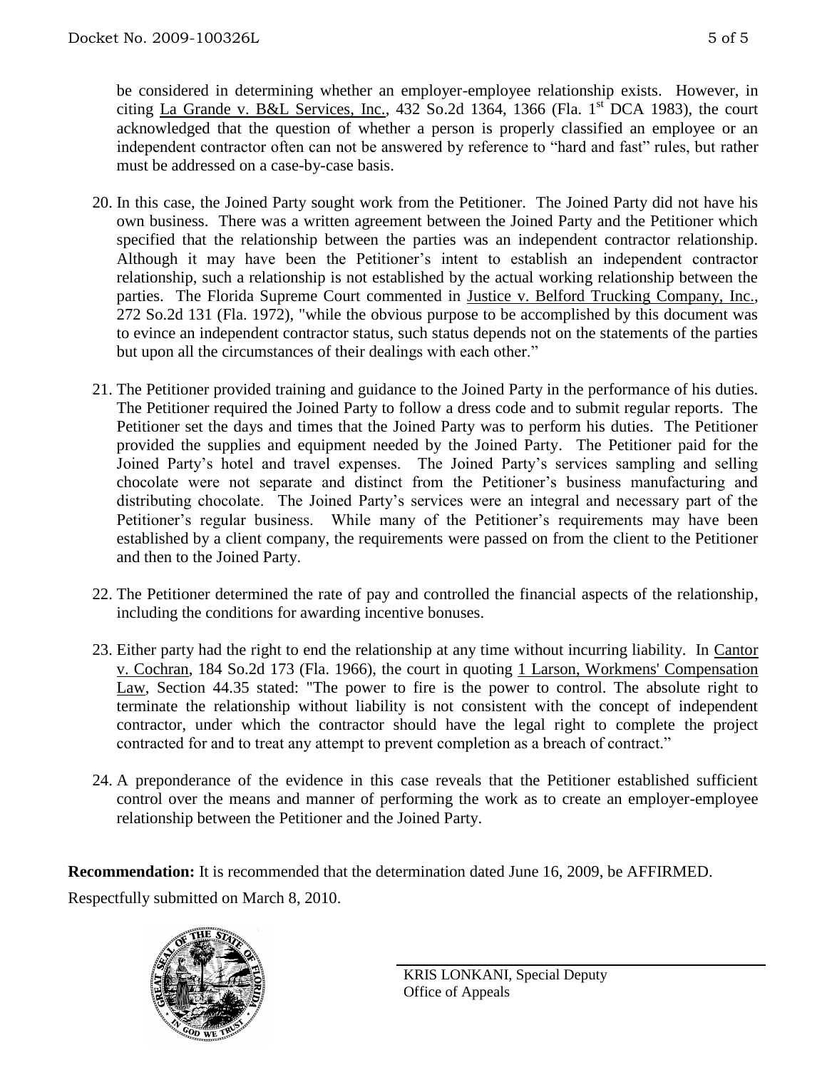be considered in determining whether an employer-employee relationship exists. However, in citing La Grande v. B&L Services, Inc., 432 So.2d 1364, 1366 (Fla. 1st DCA 1983), the court acknowledged that the question of whether a person is properly classified an employee or an independent contractor often can not be answered by reference to "hard and fast" rules, but rather must be addressed on a case-by-case basis.

20. In this case, the Joined Party sought work from the Petitioner. The Joined Party did not have his own business. There was a written agreement between the Joined Party and the Petitioner which specified that the relationship between the parties was an independent contractor relationship. Although it may have been the Petitioner's intent to establish an independent contractor relationship, such a relationship is not established by the actual working relationship between the parties. The Florida Supreme Court commented in Justice v. Belford Trucking Company, Inc., 272 So.2d 131 (Fla. 1972), "while the obvious purpose to be accomplished by this document was to evince an independent contractor status, such status depends not on the statements of the parties but upon all the circumstances of their dealings with each other."

21. The Petitioner provided training and guidance to the Joined Party in the performance of his duties. The Petitioner required the Joined Party to follow a dress code and to submit regular reports. The Petitioner set the days and times that the Joined Party was to perform his duties. The Petitioner provided the supplies and equipment needed by the Joined Party. The Petitioner paid for the Joined Party's hotel and travel expenses. The Joined Party's services sampling and selling chocolate were not separate and distinct from the Petitioner's business manufacturing and distributing chocolate. The Joined Party's services were an integral and necessary part of the Petitioner's regular business. While many of the Petitioner's requirements may have been established by a client company, the requirements were passed on from the client to the Petitioner and then to the Joined Party.

22. The Petitioner determined the rate of pay and controlled the financial aspects of the relationship, including the conditions for awarding incentive bonuses.

23. Either party had the right to end the relationship at any time without incurring liability. In Cantor v. Cochran, 184 So.2d 173 (Fla. 1966), the court in quoting 1 Larson, Workmens' Compensation Law, Section 44.35 stated: "The power to fire is the power to control. The absolute right to terminate the relationship without liability is not consistent with the concept of independent contractor, under which the contractor should have the legal right to complete the project contracted for and to treat any attempt to prevent completion as a breach of contract."

24. A preponderance of the evidence in this case reveals that the Petitioner established sufficient control over the means and manner of performing the work as to create an employer-employee relationship between the Petitioner and the Joined Party.

**Recommendation:** It is recommended that the determination dated June 16, 2009, be AFFIRMED.

Respectfully submitted on March 8, 2010.

KRIS LONKANI, Special Deputy
Office of Appeals